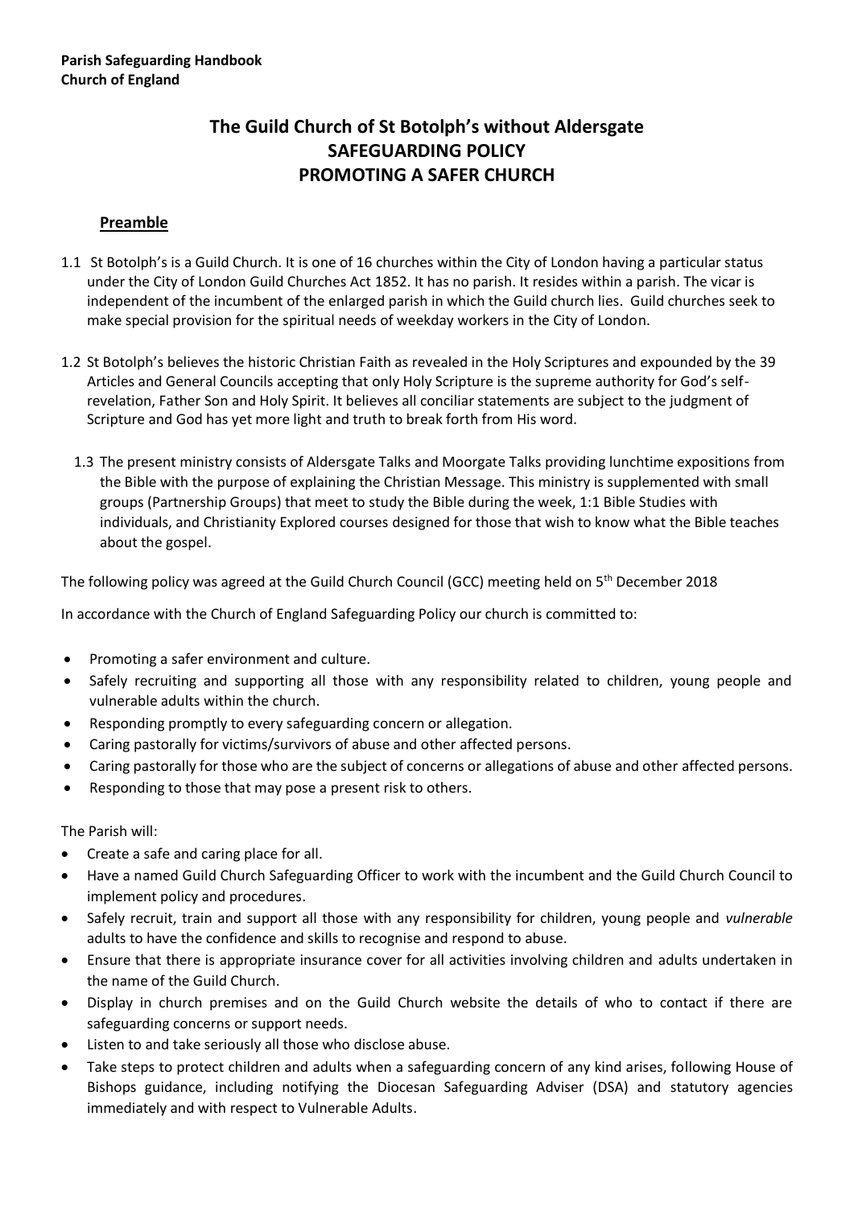**Parish Safeguarding Handbook**
**Church of England**

# The Guild Church of St Botolph's without Aldersgate
# SAFEGUARDING POLICY
# PROMOTING A SAFER CHURCH

## Preamble

1.1 St Botolph's is a Guild Church. It is one of 16 churches within the City of London having a particular status under the City of London Guild Churches Act 1852. It has no parish. It resides within a parish. The vicar is independent of the incumbent of the enlarged parish in which the Guild church lies. Guild churches seek to make special provision for the spiritual needs of weekday workers in the City of London.

1.2 St Botolph's believes the historic Christian Faith as revealed in the Holy Scriptures and expounded by the 39 Articles and General Councils accepting that only Holy Scripture is the supreme authority for God's self-revelation, Father Son and Holy Spirit. It believes all conciliar statements are subject to the judgment of Scripture and God has yet more light and truth to break forth from His word.

1.3 The present ministry consists of Aldersgate Talks and Moorgate Talks providing lunchtime expositions from the Bible with the purpose of explaining the Christian Message. This ministry is supplemented with small groups (Partnership Groups) that meet to study the Bible during the week, 1:1 Bible Studies with individuals, and Christianity Explored courses designed for those that wish to know what the Bible teaches about the gospel.

The following policy was agreed at the Guild Church Council (GCC) meeting held on 5th December 2018

In accordance with the Church of England Safeguarding Policy our church is committed to:

- Promoting a safer environment and culture.
- Safely recruiting and supporting all those with any responsibility related to children, young people and vulnerable adults within the church.
- Responding promptly to every safeguarding concern or allegation.
- Caring pastorally for victims/survivors of abuse and other affected persons.
- Caring pastorally for those who are the subject of concerns or allegations of abuse and other affected persons.
- Responding to those that may pose a present risk to others.

The Parish will:

- Create a safe and caring place for all.
- Have a named Guild Church Safeguarding Officer to work with the incumbent and the Guild Church Council to implement policy and procedures.
- Safely recruit, train and support all those with any responsibility for children, young people and *vulnerable* adults to have the confidence and skills to recognise and respond to abuse.
- Ensure that there is appropriate insurance cover for all activities involving children and adults undertaken in the name of the Guild Church.
- Display in church premises and on the Guild Church website the details of who to contact if there are safeguarding concerns or support needs.
- Listen to and take seriously all those who disclose abuse.
- Take steps to protect children and adults when a safeguarding concern of any kind arises, following House of Bishops guidance, including notifying the Diocesan Safeguarding Adviser (DSA) and statutory agencies immediately and with respect to Vulnerable Adults.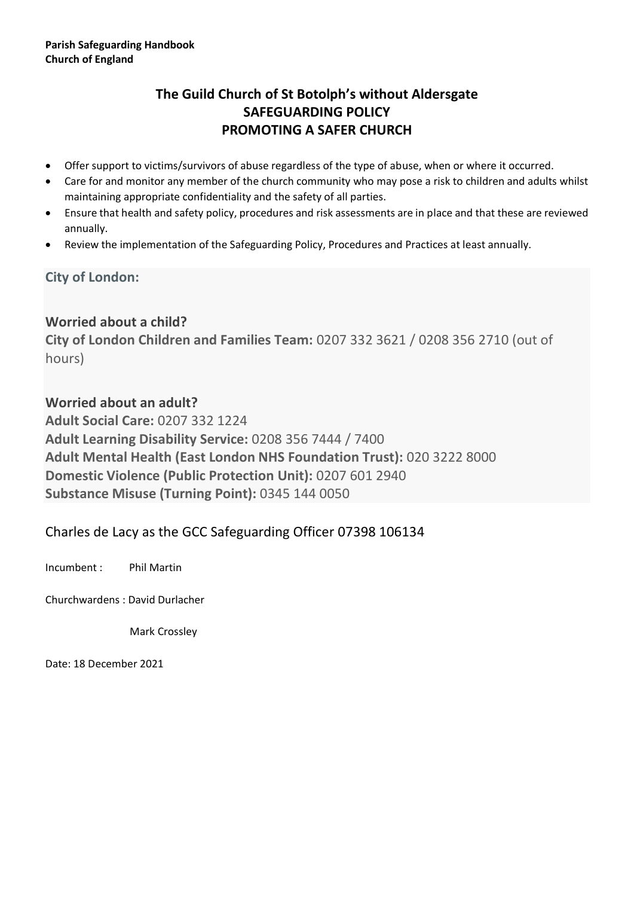**Parish Safeguarding Handbook**
**Church of England**

## The Guild Church of St Botolph's without Aldersgate
## SAFEGUARDING POLICY
## PROMOTING A SAFER CHURCH

- Offer support to victims/survivors of abuse regardless of the type of abuse, when or where it occurred.
- Care for and monitor any member of the church community who may pose a risk to children and adults whilst maintaining appropriate confidentiality and the safety of all parties.
- Ensure that health and safety policy, procedures and risk assessments are in place and that these are reviewed annually.
- Review the implementation of the Safeguarding Policy, Procedures and Practices at least annually.

### City of London:

### Worried about a child?

**City of London Children and Families Team:** 0207 332 3621 / 0208 356 2710 (out of hours)

### Worried about an adult?

**Adult Social Care:** 0207 332 1224
**Adult Learning Disability Service:** 0208 356 7444 / 7400
**Adult Mental Health (East London NHS Foundation Trust):** 020 3222 8000
**Domestic Violence (Public Protection Unit):** 0207 601 2940
**Substance Misuse (Turning Point):** 0345 144 0050

Charles de Lacy as the GCC Safeguarding Officer 07398 106134

Incumbent : Phil Martin

Churchwardens : David Durlacher

Mark Crossley

Date: 18 December 2021